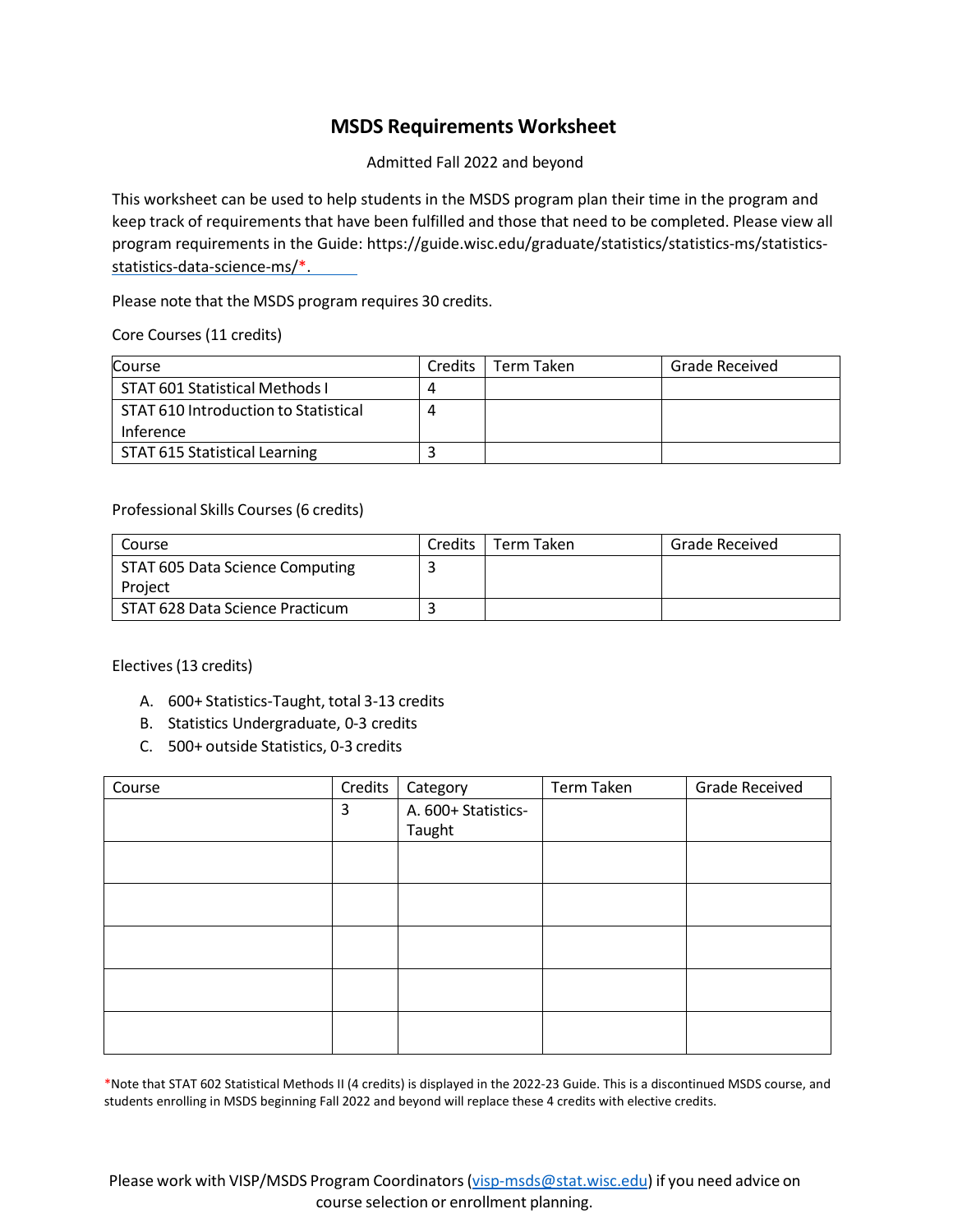# MSDS Requirements Worksheet

Admitted Fall 2022 and beyond

This worksheet can be used to help students in the MSDS program plan their time in the program and keep track of requirements that have been fulfilled and those that need to be completed. Please view all program requirements in the Guide: https://guide.wisc.edu/graduate/statistics/statistics-ms/statistics-statistics-data-science-ms/*.

Please note that the MSDS program requires 30 credits.

Core Courses (11 credits)

| Course | Credits | Term Taken | Grade Received |
|---|---|---|---|
| STAT 601 Statistical Methods I | 4 | | |
| STAT 610 Introduction to Statistical Inference | 4 | | |
| STAT 615 Statistical Learning | 3 | | |

Professional Skills Courses (6 credits)

| Course | Credits | Term Taken | Grade Received |
|---|---|---|---|
| STAT 605 Data Science Computing Project | 3 | | |
| STAT 628 Data Science Practicum | 3 | | |

Electives (13 credits)

A. 600+ Statistics-Taught, total 3-13 credits
B. Statistics Undergraduate, 0-3 credits
C. 500+ outside Statistics, 0-3 credits

| Course | Credits | Category | Term Taken | Grade Received |
|---|---|---|---|---|
| | 3 | A. 600+ Statistics-Taught | | |
| | | | | |
| | | | | |
| | | | | |
| | | | | |
| | | | | |

*Note that STAT 602 Statistical Methods II (4 credits) is displayed in the 2022-23 Guide. This is a discontinued MSDS course, and students enrolling in MSDS beginning Fall 2022 and beyond will replace these 4 credits with elective credits.

Please work with VISP/MSDS Program Coordinators (visp-msds@stat.wisc.edu) if you need advice on course selection or enrollment planning.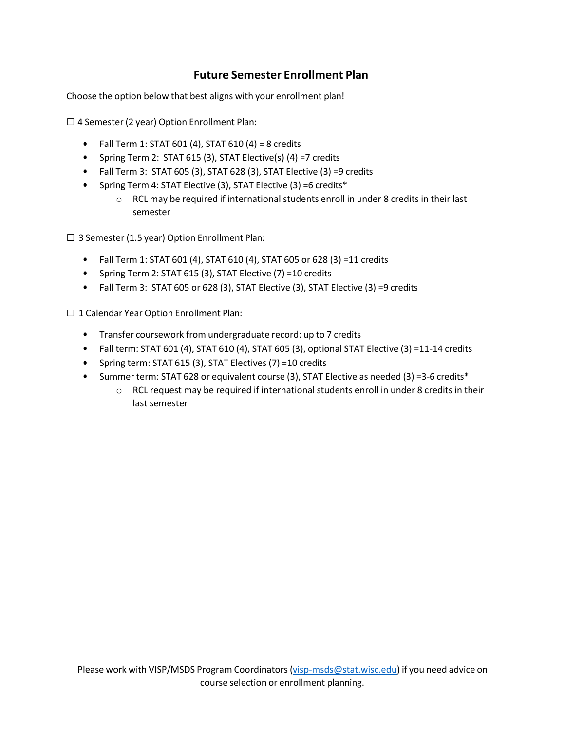## Future Semester Enrollment Plan

Choose the option below that best aligns with your enrollment plan!

☐ 4 Semester (2 year) Option Enrollment Plan:

- Fall Term 1: STAT 601 (4), STAT 610 (4) = 8 credits
- Spring Term 2: STAT 615 (3), STAT Elective(s) (4) =7 credits
- Fall Term 3: STAT 605 (3), STAT 628 (3), STAT Elective (3) =9 credits
- Spring Term 4: STAT Elective (3), STAT Elective (3) =6 credits*
  - RCL may be required if international students enroll in under 8 credits in their last semester

☐ 3 Semester (1.5 year) Option Enrollment Plan:

- Fall Term 1: STAT 601 (4), STAT 610 (4), STAT 605 or 628 (3) =11 credits
- Spring Term 2: STAT 615 (3), STAT Elective (7) =10 credits
- Fall Term 3: STAT 605 or 628 (3), STAT Elective (3), STAT Elective (3) =9 credits

☐ 1 Calendar Year Option Enrollment Plan:

- Transfer coursework from undergraduate record: up to 7 credits
- Fall term: STAT 601 (4), STAT 610 (4), STAT 605 (3), optional STAT Elective (3) =11-14 credits
- Spring term: STAT 615 (3), STAT Electives (7) =10 credits
- Summer term: STAT 628 or equivalent course (3), STAT Elective as needed (3) =3-6 credits*
  - RCL request may be required if international students enroll in under 8 credits in their last semester

Please work with VISP/MSDS Program Coordinators (visp-msds@stat.wisc.edu) if you need advice on course selection or enrollment planning.